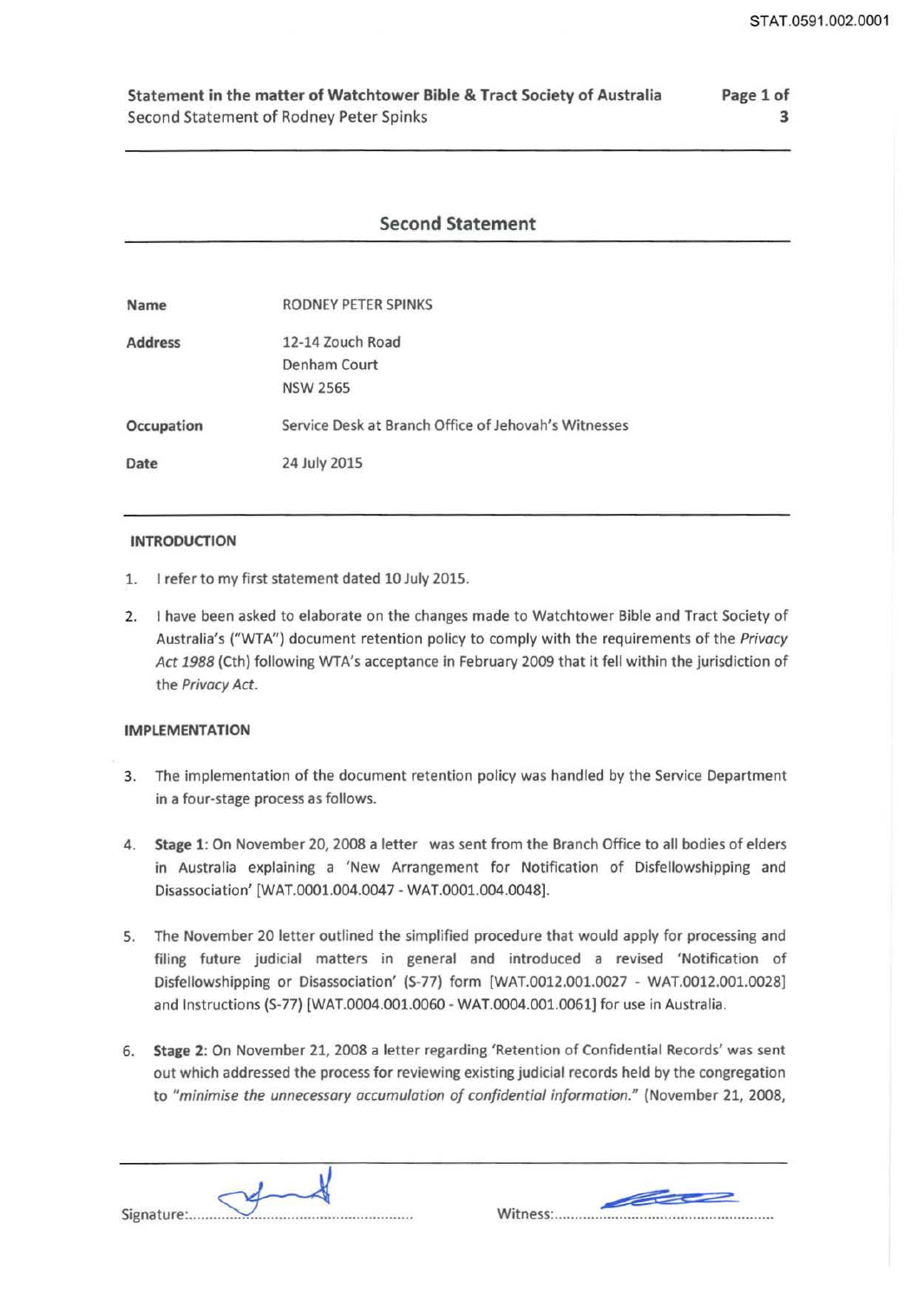Statement in the matter of Watchtower Bible & Tract Society of Australia
Second Statement of Rodney Peter Spinks

## Second Statement

| | |
|---|---|
| **Name** | RODNEY PETER SPINKS |
| **Address** | 12-14 Zouch Road<br>Denham Court<br>NSW 2565 |
| **Occupation** | Service Desk at Branch Office of Jehovah's Witnesses |
| **Date** | 24 July 2015 |

### INTRODUCTION

1. I refer to my first statement dated 10 July 2015.

2. I have been asked to elaborate on the changes made to Watchtower Bible and Tract Society of Australia's ("WTA") document retention policy to comply with the requirements of the *Privacy Act 1988* (Cth) following WTA's acceptance in February 2009 that it fell within the jurisdiction of the *Privacy Act*.

### IMPLEMENTATION

3. The implementation of the document retention policy was handled by the Service Department in a four-stage process as follows.

4. **Stage 1**: On November 20, 2008 a letter was sent from the Branch Office to all bodies of elders in Australia explaining a 'New Arrangement for Notification of Disfellowshipping and Disassociation' [WAT.0001.004.0047 - WAT.0001.004.0048].

5. The November 20 letter outlined the simplified procedure that would apply for processing and filing future judicial matters in general and introduced a revised 'Notification of Disfellowshipping or Disassociation' (S-77) form [WAT.0012.001.0027 - WAT.0012.001.0028] and Instructions (S-77) [WAT.0004.001.0060 - WAT.0004.001.0061] for use in Australia.

6. **Stage 2**: On November 21, 2008 a letter regarding 'Retention of Confidential Records' was sent out which addressed the process for reviewing existing judicial records held by the congregation to *"minimise the unnecessary accumulation of confidential information."* (November 21, 2008,

Signature: [signature] Witness: [signature]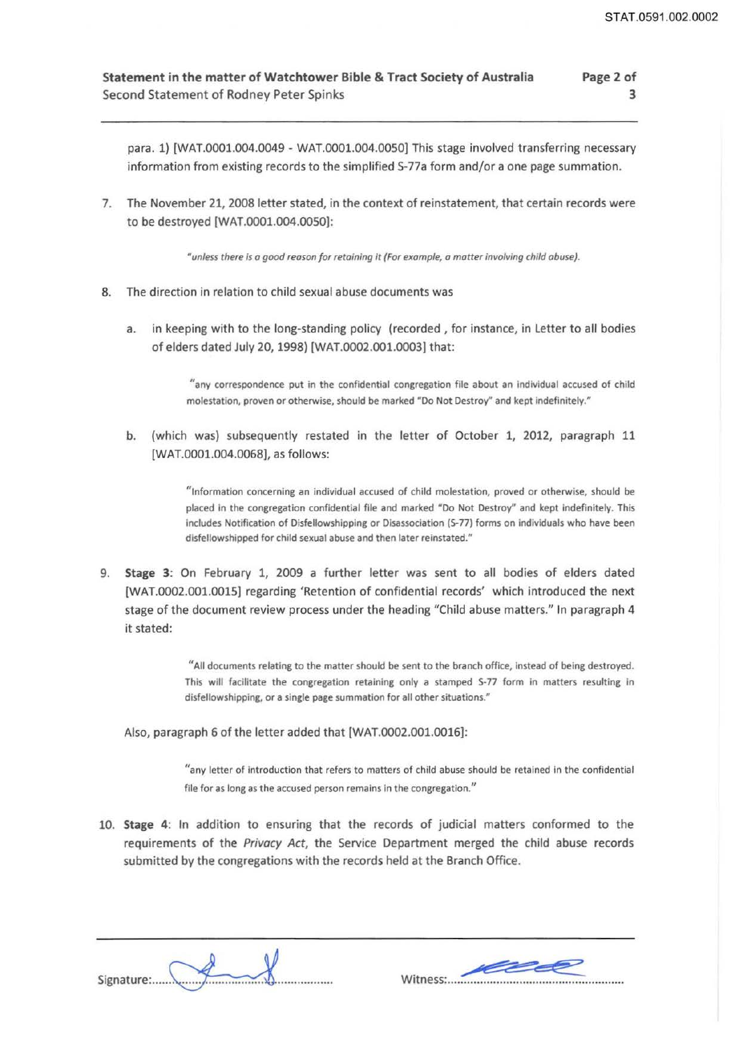para. 1) [WAT.0001.004.0049 - WAT.0001.004.0050] This stage involved transferring necessary information from existing records to the simplified S-77a form and/or a one page summation.

7. The November 21, 2008 letter stated, in the context of reinstatement, that certain records were to be destroyed [WAT.0001.004.0050]:

   > *"unless there is a good reason for retaining it (For example, a matter involving child abuse).*

8. The direction in relation to child sexual abuse documents was

   a. in keeping with to the long-standing policy (recorded , for instance, in Letter to all bodies of elders dated July 20, 1998) [WAT.0002.001.0003] that:

      > "any correspondence put in the confidential congregation file about an individual accused of child molestation, proven or otherwise, should be marked "Do Not Destroy" and kept indefinitely."

   b. (which was) subsequently restated in the letter of October 1, 2012, paragraph 11 [WAT.0001.004.0068], as follows:

      > "Information concerning an individual accused of child molestation, proved or otherwise, should be placed in the congregation confidential file and marked "Do Not Destroy" and kept indefinitely. This includes Notification of Disfellowshipping or Disassociation (S-77) forms on individuals who have been disfellowshipped for child sexual abuse and then later reinstated."

9. **Stage 3**: On February 1, 2009 a further letter was sent to all bodies of elders dated [WAT.0002.001.0015] regarding 'Retention of confidential records' which introduced the next stage of the document review process under the heading "Child abuse matters." In paragraph 4 it stated:

   > "All documents relating to the matter should be sent to the branch office, instead of being destroyed. This will facilitate the congregation retaining only a stamped S-77 form in matters resulting in disfellowshipping, or a single page summation for all other situations."

   Also, paragraph 6 of the letter added that [WAT.0002.001.0016]:

   > "any letter of introduction that refers to matters of child abuse should be retained in the confidential file for as long as the accused person remains in the congregation."

10. **Stage 4**: In addition to ensuring that the records of judicial matters conformed to the requirements of the *Privacy Act*, the Service Department merged the child abuse records submitted by the congregations with the records held at the Branch Office.

Signature:.................................... Witness:....................................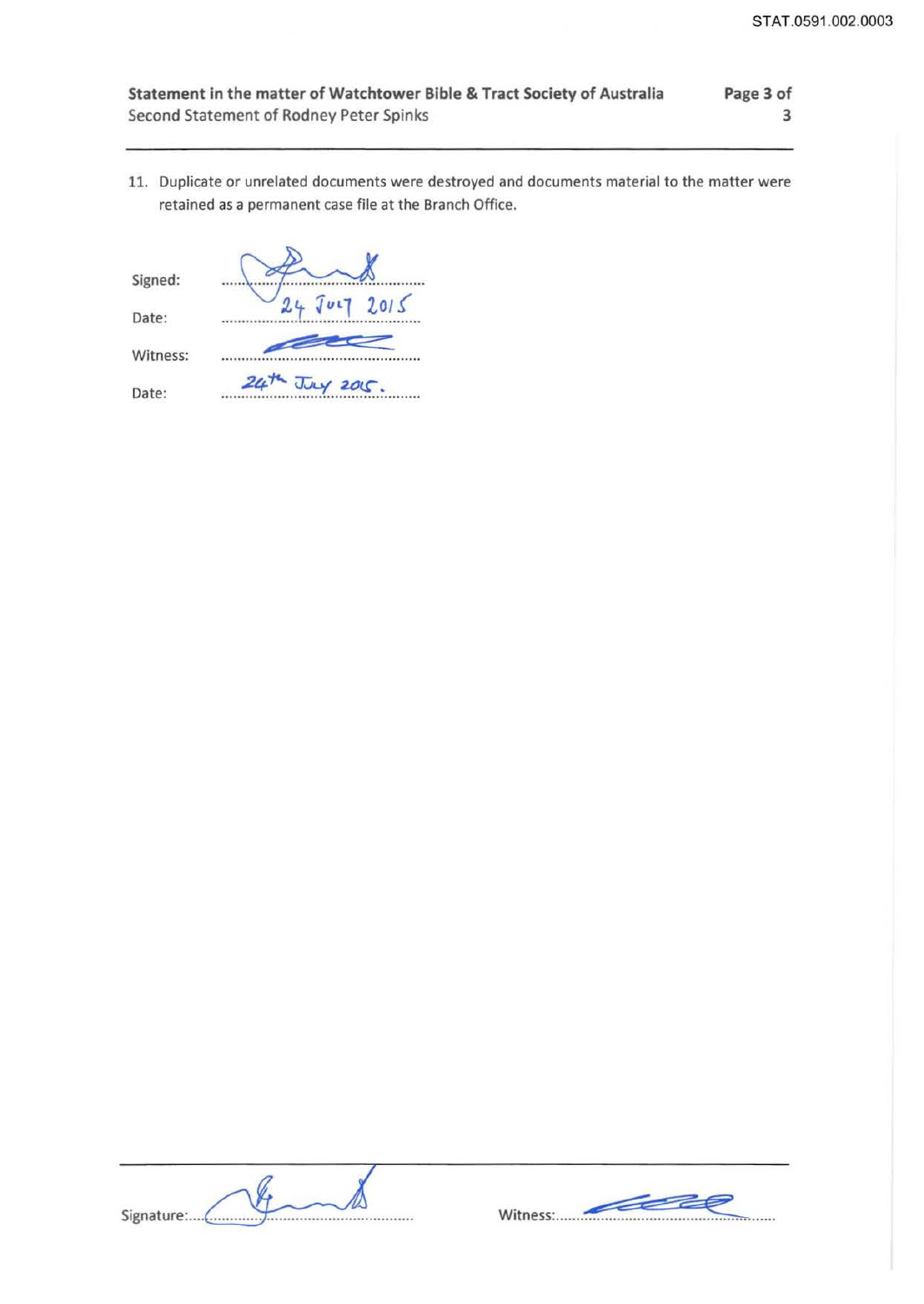11. Duplicate or unrelated documents were destroyed and documents material to the matter were retained as a permanent case file at the Branch Office.

Signed: ..........................................

Date: 24 July 2015

Witness: ..........................................

Date: 24th July 2015.

Signature: .......................................... Witness: ..........................................